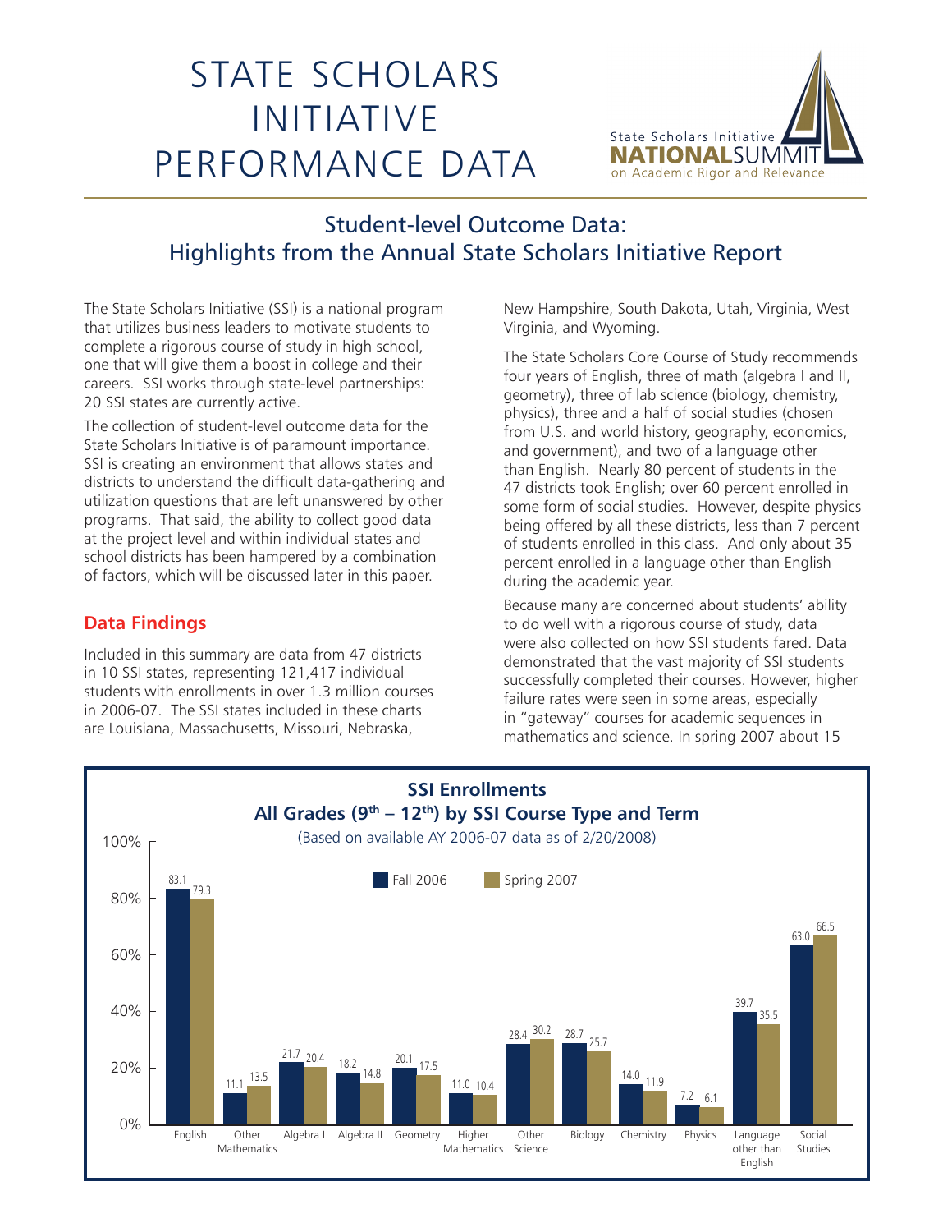# STATE SCHOLARS INITIATIVE PERFORMANCE DATA

State Scholars Initiative **NATIONAL**SUMMIT on Academic Rigor and Relevance

## Student-level Outcome Data: Highlights from the Annual State Scholars Initiative Report

The State Scholars Initiative (SSI) is a national program that utilizes business leaders to motivate students to complete a rigorous course of study in high school, one that will give them a boost in college and their careers. SSI works through state-level partnerships: 20 SSI states are currently active.

The collection of student-level outcome data for the State Scholars Initiative is of paramount importance. SSI is creating an environment that allows states and districts to understand the difficult data-gathering and utilization questions that are left unanswered by other programs. That said, the ability to collect good data at the project level and within individual states and school districts has been hampered by a combination of factors, which will be discussed later in this paper.

### Data Findings

Included in this summary are data from 47 districts in 10 SSI states, representing 121,417 individual students with enrollments in over 1.3 million courses in 2006-07. The SSI states included in these charts are Louisiana, Massachusetts, Missouri, Nebraska, New Hampshire, South Dakota, Utah, Virginia, West Virginia, and Wyoming.

The State Scholars Core Course of Study recommends four years of English, three of math (algebra I and II, geometry), three of lab science (biology, chemistry, physics), three and a half of social studies (chosen from U.S. and world history, geography, economics, and government), and two of a language other than English. Nearly 80 percent of students in the 47 districts took English; over 60 percent enrolled in some form of social studies. However, despite physics being offered by all these districts, less than 7 percent of students enrolled in this class. And only about 35 percent enrolled in a language other than English during the academic year.

Because many are concerned about students' ability to do well with a rigorous course of study, data were also collected on how SSI students fared. Data demonstrated that the vast majority of SSI students successfully completed their courses. However, higher failure rates were seen in some areas, especially in "gateway" courses for academic sequences in mathematics and science. In spring 2007 about 15

**SSI Enrollments**
**All Grades (9th – 12th) by SSI Course Type and Term**
(Based on available AY 2006-07 data as of 2/20/2008)

| Course Type | Fall 2006 | Spring 2007 |
|---|---|---|
| English | 83.1 | 79.3 |
| Other Mathematics | 11.1 | 13.5 |
| Algebra I | 21.7 | 20.4 |
| Algebra II | 18.2 | 14.8 |
| Geometry | 20.1 | 17.5 |
| Higher Mathematics | 11.0 | 10.4 |
| Other Science | 28.4 | 30.2 |
| Biology | 28.7 | 25.7 |
| Chemistry | 14.0 | 11.9 |
| Physics | 7.2 | 6.1 |
| Language other than English | 39.7 | 35.5 |
| Social Studies | 63.0 | 66.5 |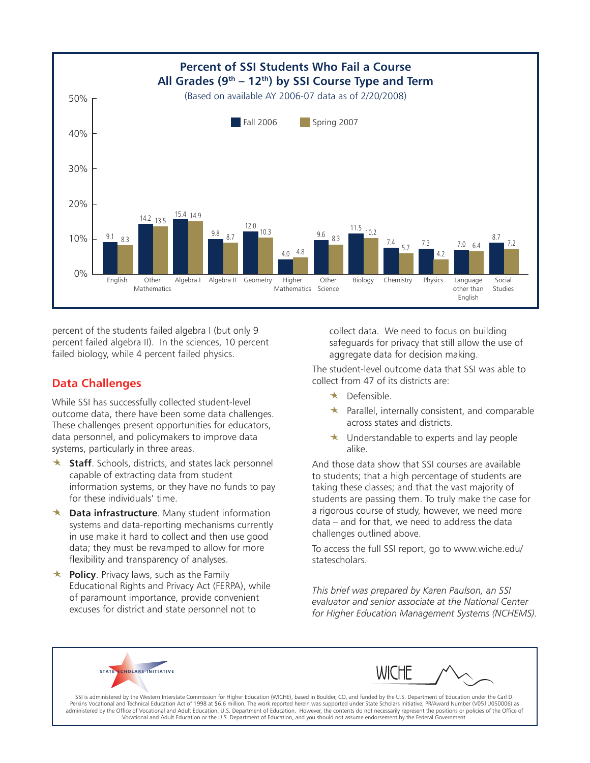**Percent of SSI Students Who Fail a Course**
**All Grades (9th – 12th) by SSI Course Type and Term**

(Based on available AY 2006-07 data as of 2/20/2008)

Fall 2006
Spring 2007

50%
40%
30%
20%
10%
0%

English 9.1 8.3
Other Mathematics 14.2 13.5
Algebra I 15.4 14.9
Algebra II 9.8 8.7
Geometry 12.0 10.3
Higher Mathematics 4.0 4.8
Other Science 9.6 8.3
Biology 11.5 10.2
Chemistry 7.4 5.7
Physics 7.3 4.2
Language other than English 7.0 6.4
Social Studies 8.7 7.2

percent of the students failed algebra I (but only 9 percent failed algebra II). In the sciences, 10 percent failed biology, while 4 percent failed physics.

## Data Challenges

While SSI has successfully collected student-level outcome data, there have been some data challenges. These challenges present opportunities for educators, data personnel, and policymakers to improve data systems, particularly in three areas.

- **Staff**. Schools, districts, and states lack personnel capable of extracting data from student information systems, or they have no funds to pay for these individuals' time.
- **Data infrastructure**. Many student information systems and data-reporting mechanisms currently in use make it hard to collect and then use good data; they must be revamped to allow for more flexibility and transparency of analyses.
- **Policy**. Privacy laws, such as the Family Educational Rights and Privacy Act (FERPA), while of paramount importance, provide convenient excuses for district and state personnel not to collect data. We need to focus on building safeguards for privacy that still allow the use of aggregate data for decision making.

The student-level outcome data that SSI was able to collect from 47 of its districts are:

- Defensible.
- Parallel, internally consistent, and comparable across states and districts.
- Understandable to experts and lay people alike.

And those data show that SSI courses are available to students; that a high percentage of students are taking these classes; and that the vast majority of students are passing them. To truly make the case for a rigorous course of study, however, we need more data – and for that, we need to address the data challenges outlined above.

To access the full SSI report, go to www.wiche.edu/statescholars.

*This brief was prepared by Karen Paulson, an SSI evaluator and senior associate at the National Center for Higher Education Management Systems (NCHEMS).*

STATE SCHOLARS INITIATIVE

WICHE

SSI is administered by the Western Interstate Commission for Higher Education (WICHE), based in Boulder, CO, and funded by the U.S. Department of Education under the Carl D. Perkins Vocational and Technical Education Act of 1998 at $6.6 million. The work reported herein was supported under State Scholars Initiative, PR/Award Number (V051U050006) as administered by the Office of Vocational and Adult Education, U.S. Department of Education. However, the contents do not necessarily represent the positions or policies of the Office of Vocational and Adult Education or the U.S. Department of Education, and you should not assume endorsement by the Federal Government.